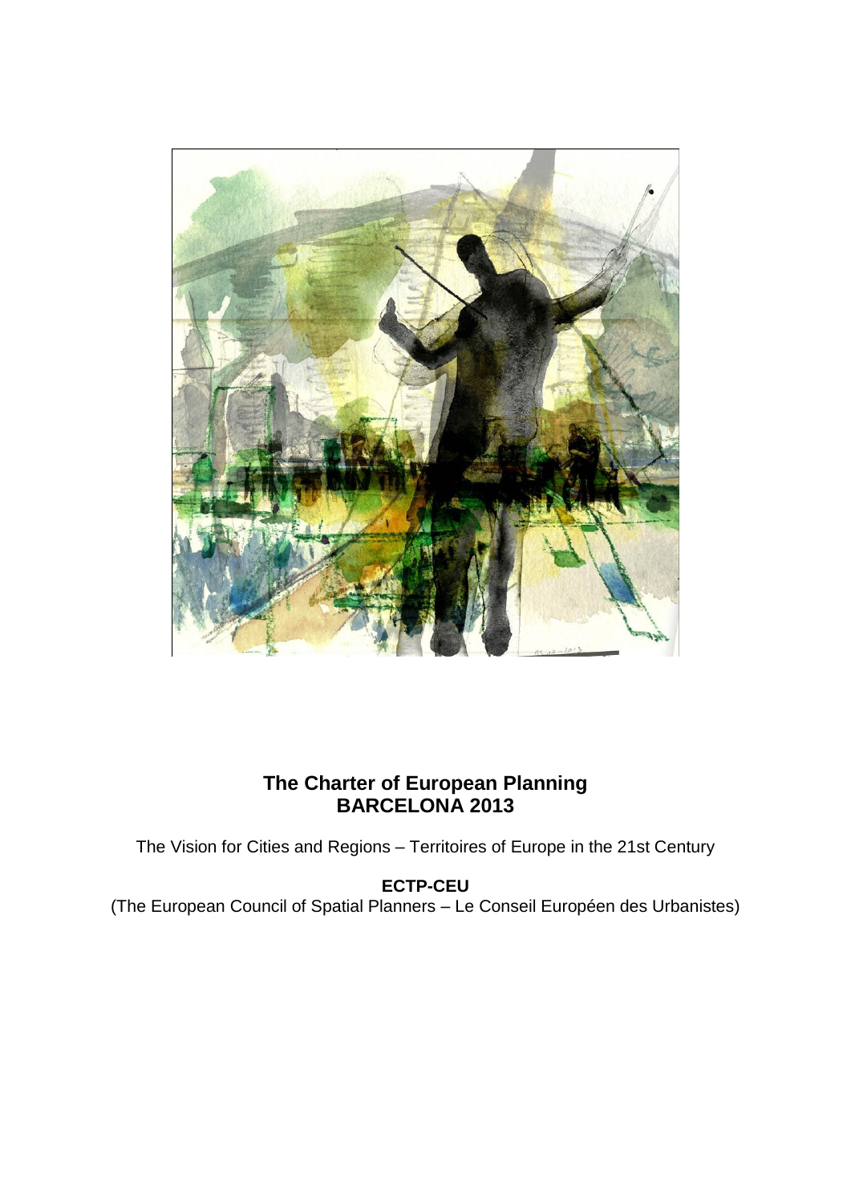# The Charter of European Planning
# BARCELONA 2013

The Vision for Cities and Regions – Territoires of Europe in the 21st Century

**ECTP-CEU**

(The European Council of Spatial Planners – Le Conseil Européen des Urbanistes)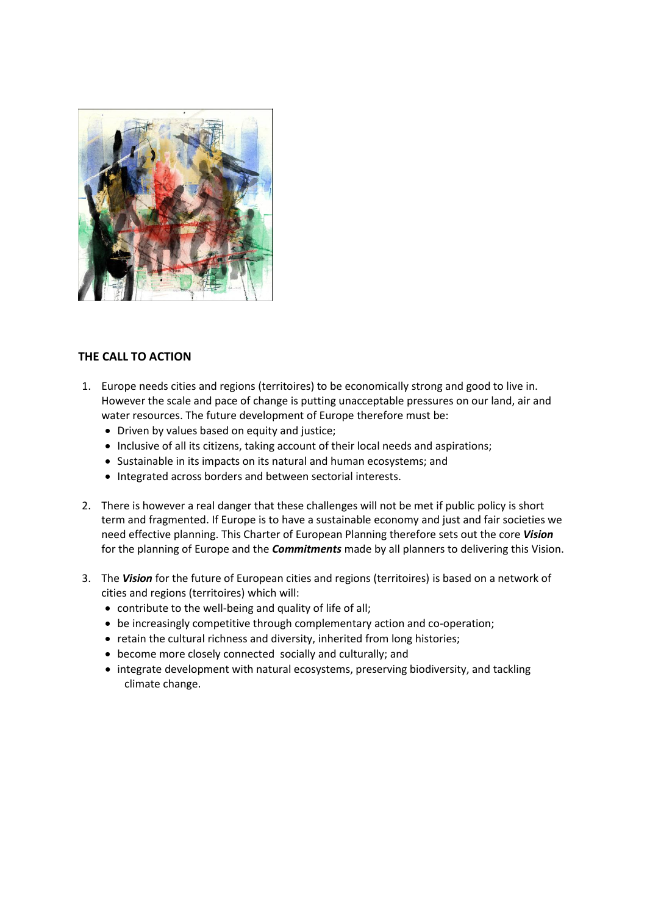## THE CALL TO ACTION

1. Europe needs cities and regions (territoires) to be economically strong and good to live in. However the scale and pace of change is putting unacceptable pressures on our land, air and water resources. The future development of Europe therefore must be:
   - Driven by values based on equity and justice;
   - Inclusive of all its citizens, taking account of their local needs and aspirations;
   - Sustainable in its impacts on its natural and human ecosystems; and
   - Integrated across borders and between sectorial interests.

2. There is however a real danger that these challenges will not be met if public policy is short term and fragmented. If Europe is to have a sustainable economy and just and fair societies we need effective planning. This Charter of European Planning therefore sets out the core ***Vision*** for the planning of Europe and the ***Commitments*** made by all planners to delivering this Vision.

3. The ***Vision*** for the future of European cities and regions (territoires) is based on a network of cities and regions (territoires) which will:
   - contribute to the well-being and quality of life of all;
   - be increasingly competitive through complementary action and co-operation;
   - retain the cultural richness and diversity, inherited from long histories;
   - become more closely connected socially and culturally; and
   - integrate development with natural ecosystems, preserving biodiversity, and tackling climate change.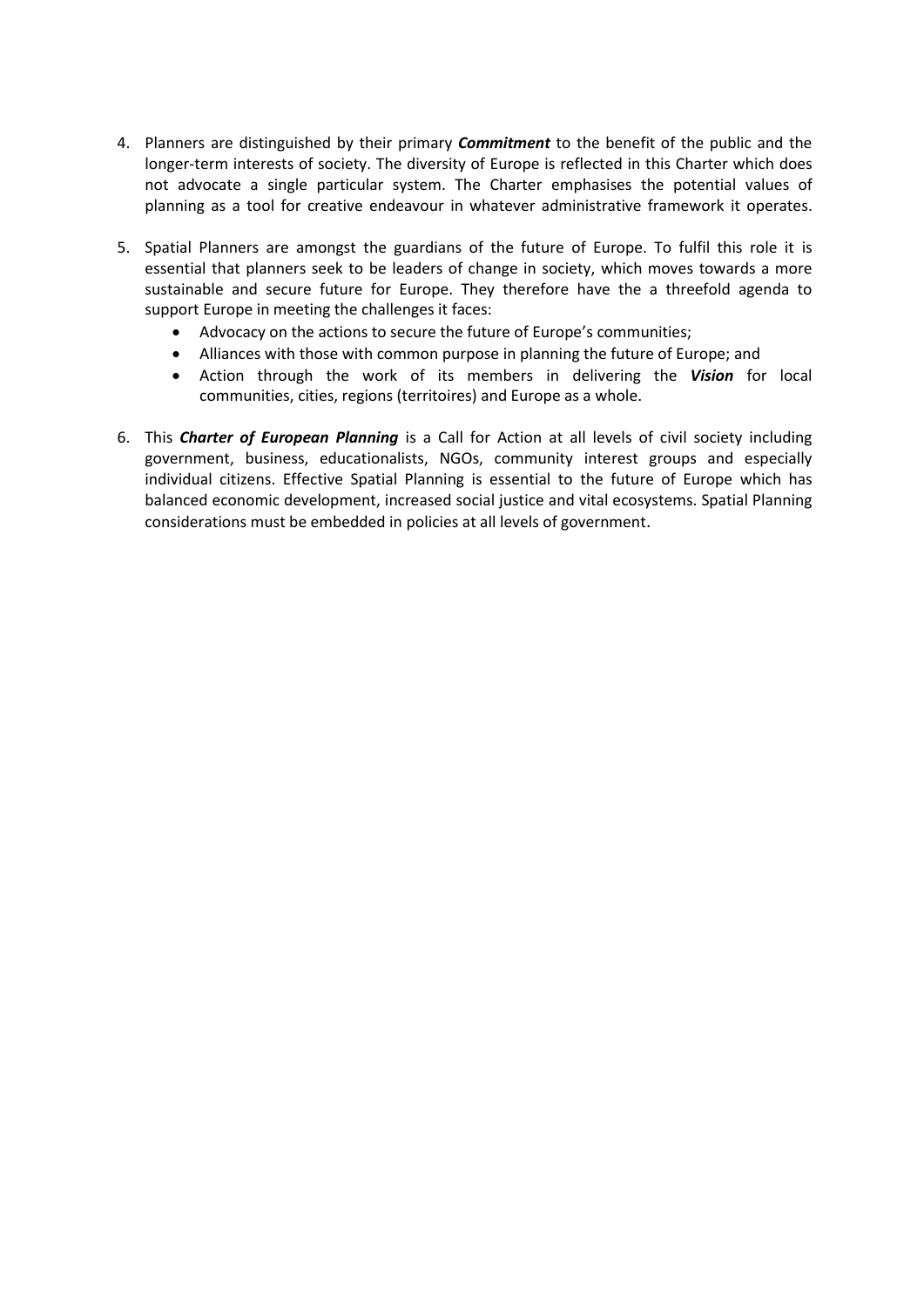4. Planners are distinguished by their primary ***Commitment*** to the benefit of the public and the longer-term interests of society. The diversity of Europe is reflected in this Charter which does not advocate a single particular system. The Charter emphasises the potential values of planning as a tool for creative endeavour in whatever administrative framework it operates.

5. Spatial Planners are amongst the guardians of the future of Europe. To fulfil this role it is essential that planners seek to be leaders of change in society, which moves towards a more sustainable and secure future for Europe. They therefore have the a threefold agenda to support Europe in meeting the challenges it faces:
   - Advocacy on the actions to secure the future of Europe's communities;
   - Alliances with those with common purpose in planning the future of Europe; and
   - Action through the work of its members in delivering the ***Vision*** for local communities, cities, regions (territoires) and Europe as a whole.

6. This ***Charter of European Planning*** is a Call for Action at all levels of civil society including government, business, educationalists, NGOs, community interest groups and especially individual citizens. Effective Spatial Planning is essential to the future of Europe which has balanced economic development, increased social justice and vital ecosystems. Spatial Planning considerations must be embedded in policies at all levels of government.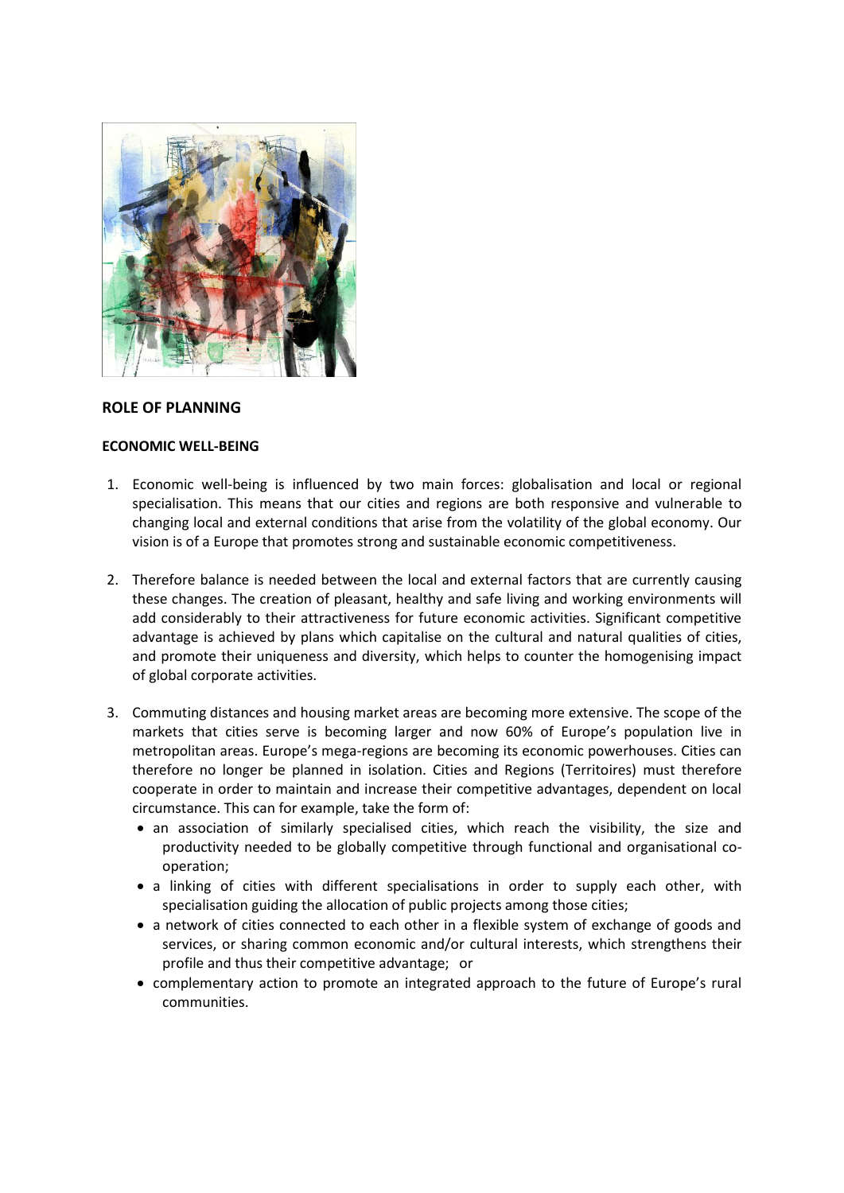## ROLE OF PLANNING

### ECONOMIC WELL-BEING

1. Economic well-being is influenced by two main forces: globalisation and local or regional specialisation. This means that our cities and regions are both responsive and vulnerable to changing local and external conditions that arise from the volatility of the global economy. Our vision is of a Europe that promotes strong and sustainable economic competitiveness.

2. Therefore balance is needed between the local and external factors that are currently causing these changes. The creation of pleasant, healthy and safe living and working environments will add considerably to their attractiveness for future economic activities. Significant competitive advantage is achieved by plans which capitalise on the cultural and natural qualities of cities, and promote their uniqueness and diversity, which helps to counter the homogenising impact of global corporate activities.

3. Commuting distances and housing market areas are becoming more extensive. The scope of the markets that cities serve is becoming larger and now 60% of Europe's population live in metropolitan areas. Europe's mega-regions are becoming its economic powerhouses. Cities can therefore no longer be planned in isolation. Cities and Regions (Territoires) must therefore cooperate in order to maintain and increase their competitive advantages, dependent on local circumstance. This can for example, take the form of:
   - an association of similarly specialised cities, which reach the visibility, the size and productivity needed to be globally competitive through functional and organisational co-operation;
   - a linking of cities with different specialisations in order to supply each other, with specialisation guiding the allocation of public projects among those cities;
   - a network of cities connected to each other in a flexible system of exchange of goods and services, or sharing common economic and/or cultural interests, which strengthens their profile and thus their competitive advantage; or
   - complementary action to promote an integrated approach to the future of Europe's rural communities.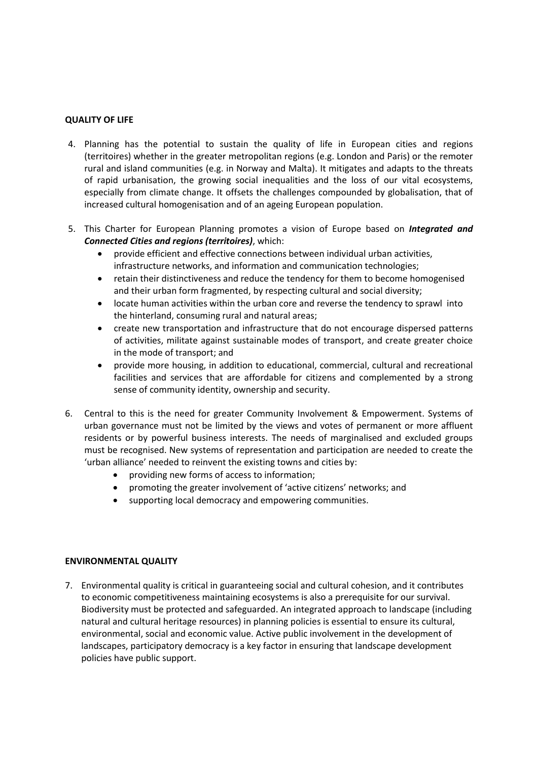**QUALITY OF LIFE**

4. Planning has the potential to sustain the quality of life in European cities and regions (territoires) whether in the greater metropolitan regions (e.g. London and Paris) or the remoter rural and island communities (e.g. in Norway and Malta). It mitigates and adapts to the threats of rapid urbanisation, the growing social inequalities and the loss of our vital ecosystems, especially from climate change. It offsets the challenges compounded by globalisation, that of increased cultural homogenisation and of an ageing European population.

5. This Charter for European Planning promotes a vision of Europe based on ***Integrated and Connected Cities and regions (territoires)***, which:
   - provide efficient and effective connections between individual urban activities, infrastructure networks, and information and communication technologies;
   - retain their distinctiveness and reduce the tendency for them to become homogenised and their urban form fragmented, by respecting cultural and social diversity;
   - locate human activities within the urban core and reverse the tendency to sprawl into the hinterland, consuming rural and natural areas;
   - create new transportation and infrastructure that do not encourage dispersed patterns of activities, militate against sustainable modes of transport, and create greater choice in the mode of transport; and
   - provide more housing, in addition to educational, commercial, cultural and recreational facilities and services that are affordable for citizens and complemented by a strong sense of community identity, ownership and security.

6. Central to this is the need for greater Community Involvement & Empowerment. Systems of urban governance must not be limited by the views and votes of permanent or more affluent residents or by powerful business interests. The needs of marginalised and excluded groups must be recognised. New systems of representation and participation are needed to create the 'urban alliance' needed to reinvent the existing towns and cities by:
   - providing new forms of access to information;
   - promoting the greater involvement of 'active citizens' networks; and
   - supporting local democracy and empowering communities.

**ENVIRONMENTAL QUALITY**

7. Environmental quality is critical in guaranteeing social and cultural cohesion, and it contributes to economic competitiveness maintaining ecosystems is also a prerequisite for our survival. Biodiversity must be protected and safeguarded. An integrated approach to landscape (including natural and cultural heritage resources) in planning policies is essential to ensure its cultural, environmental, social and economic value. Active public involvement in the development of landscapes, participatory democracy is a key factor in ensuring that landscape development policies have public support.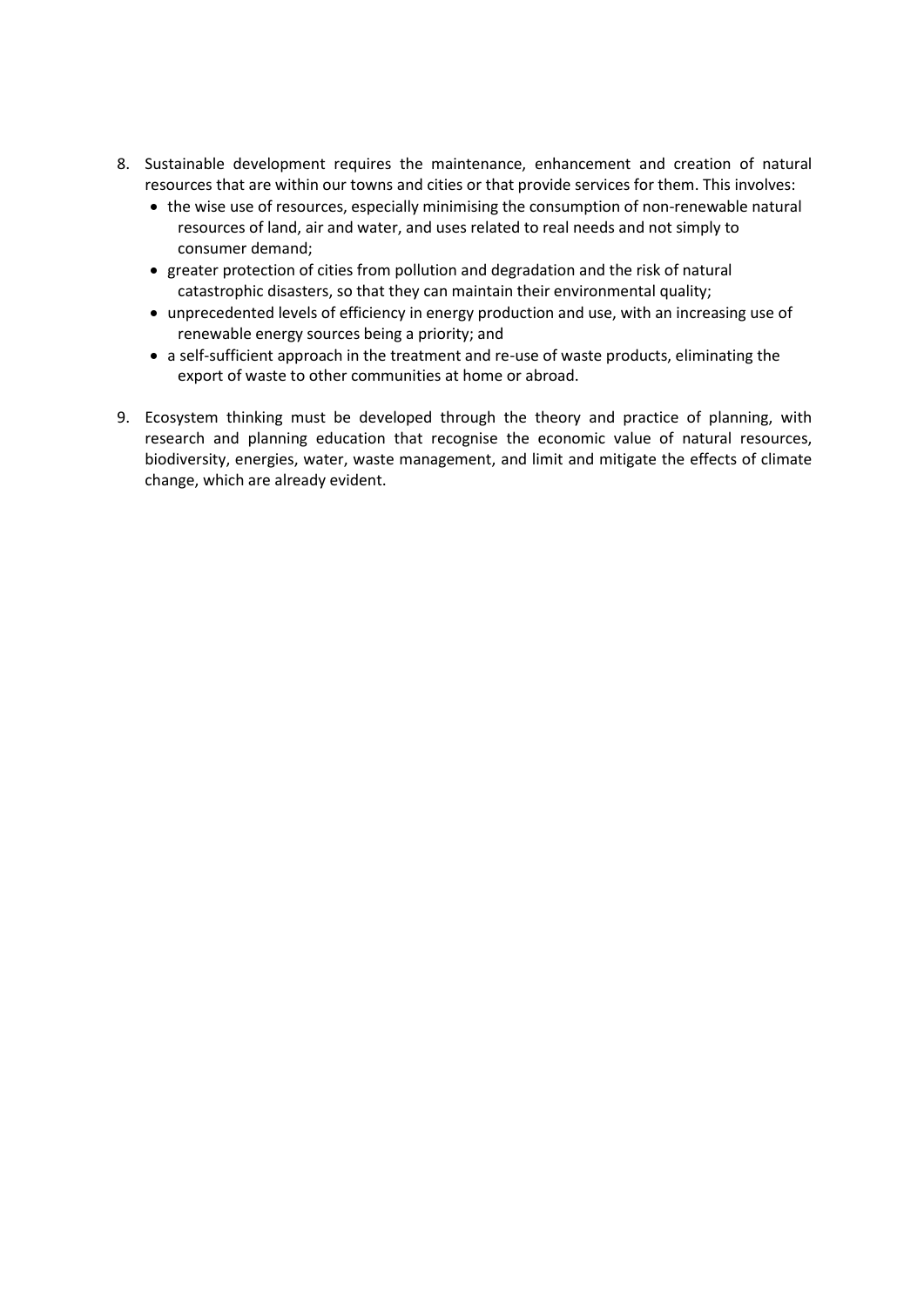8. Sustainable development requires the maintenance, enhancement and creation of natural resources that are within our towns and cities or that provide services for them. This involves:
   - the wise use of resources, especially minimising the consumption of non-renewable natural resources of land, air and water, and uses related to real needs and not simply to consumer demand;
   - greater protection of cities from pollution and degradation and the risk of natural catastrophic disasters, so that they can maintain their environmental quality;
   - unprecedented levels of efficiency in energy production and use, with an increasing use of renewable energy sources being a priority; and
   - a self-sufficient approach in the treatment and re-use of waste products, eliminating the export of waste to other communities at home or abroad.

9. Ecosystem thinking must be developed through the theory and practice of planning, with research and planning education that recognise the economic value of natural resources, biodiversity, energies, water, waste management, and limit and mitigate the effects of climate change, which are already evident.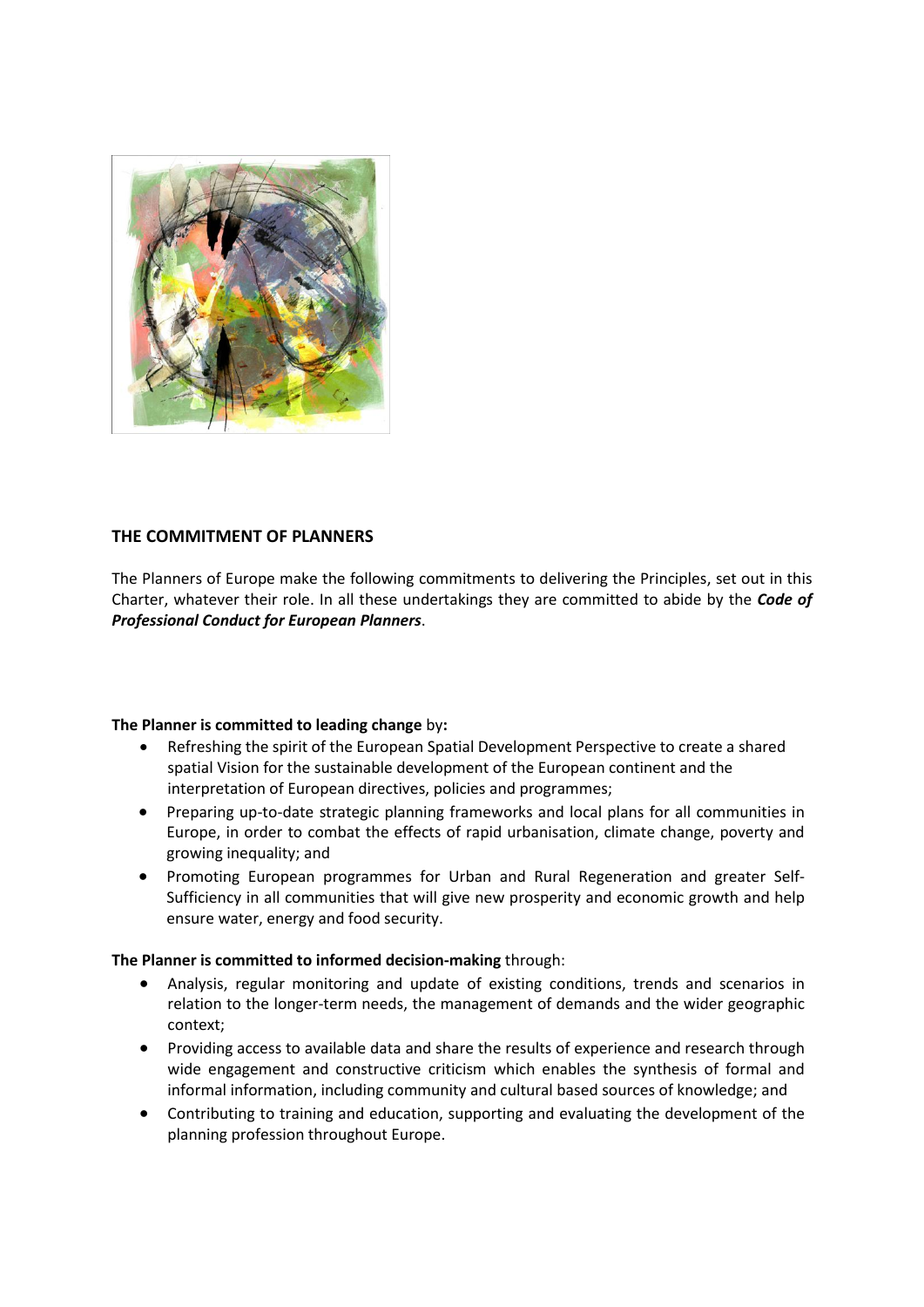## THE COMMITMENT OF PLANNERS

The Planners of Europe make the following commitments to delivering the Principles, set out in this Charter, whatever their role. In all these undertakings they are committed to abide by the ***Code of Professional Conduct for European Planners***.

**The Planner is committed to leading change** by**:**

- Refreshing the spirit of the European Spatial Development Perspective to create a shared spatial Vision for the sustainable development of the European continent and the interpretation of European directives, policies and programmes;
- Preparing up-to-date strategic planning frameworks and local plans for all communities in Europe, in order to combat the effects of rapid urbanisation, climate change, poverty and growing inequality; and
- Promoting European programmes for Urban and Rural Regeneration and greater Self-Sufficiency in all communities that will give new prosperity and economic growth and help ensure water, energy and food security.

**The Planner is committed to informed decision-making** through:

- Analysis, regular monitoring and update of existing conditions, trends and scenarios in relation to the longer-term needs, the management of demands and the wider geographic context;
- Providing access to available data and share the results of experience and research through wide engagement and constructive criticism which enables the synthesis of formal and informal information, including community and cultural based sources of knowledge; and
- Contributing to training and education, supporting and evaluating the development of the planning profession throughout Europe.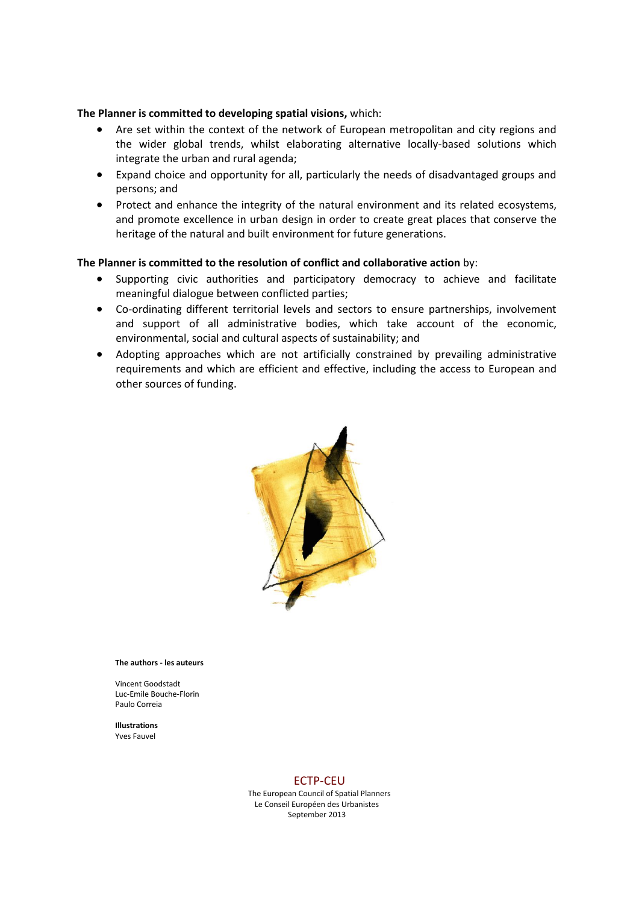**The Planner is committed to developing spatial visions,** which:

- Are set within the context of the network of European metropolitan and city regions and the wider global trends, whilst elaborating alternative locally-based solutions which integrate the urban and rural agenda;
- Expand choice and opportunity for all, particularly the needs of disadvantaged groups and persons; and
- Protect and enhance the integrity of the natural environment and its related ecosystems, and promote excellence in urban design in order to create great places that conserve the heritage of the natural and built environment for future generations.

**The Planner is committed to the resolution of conflict and collaborative action** by:

- Supporting civic authorities and participatory democracy to achieve and facilitate meaningful dialogue between conflicted parties;
- Co-ordinating different territorial levels and sectors to ensure partnerships, involvement and support of all administrative bodies, which take account of the economic, environmental, social and cultural aspects of sustainability; and
- Adopting approaches which are not artificially constrained by prevailing administrative requirements and which are efficient and effective, including the access to European and other sources of funding.

**The authors - les auteurs**

Vincent Goodstadt
Luc-Emile Bouche-Florin
Paulo Correia

**Illustrations**
Yves Fauvel

ECTP-CEU
The European Council of Spatial Planners
Le Conseil Européen des Urbanistes
September 2013